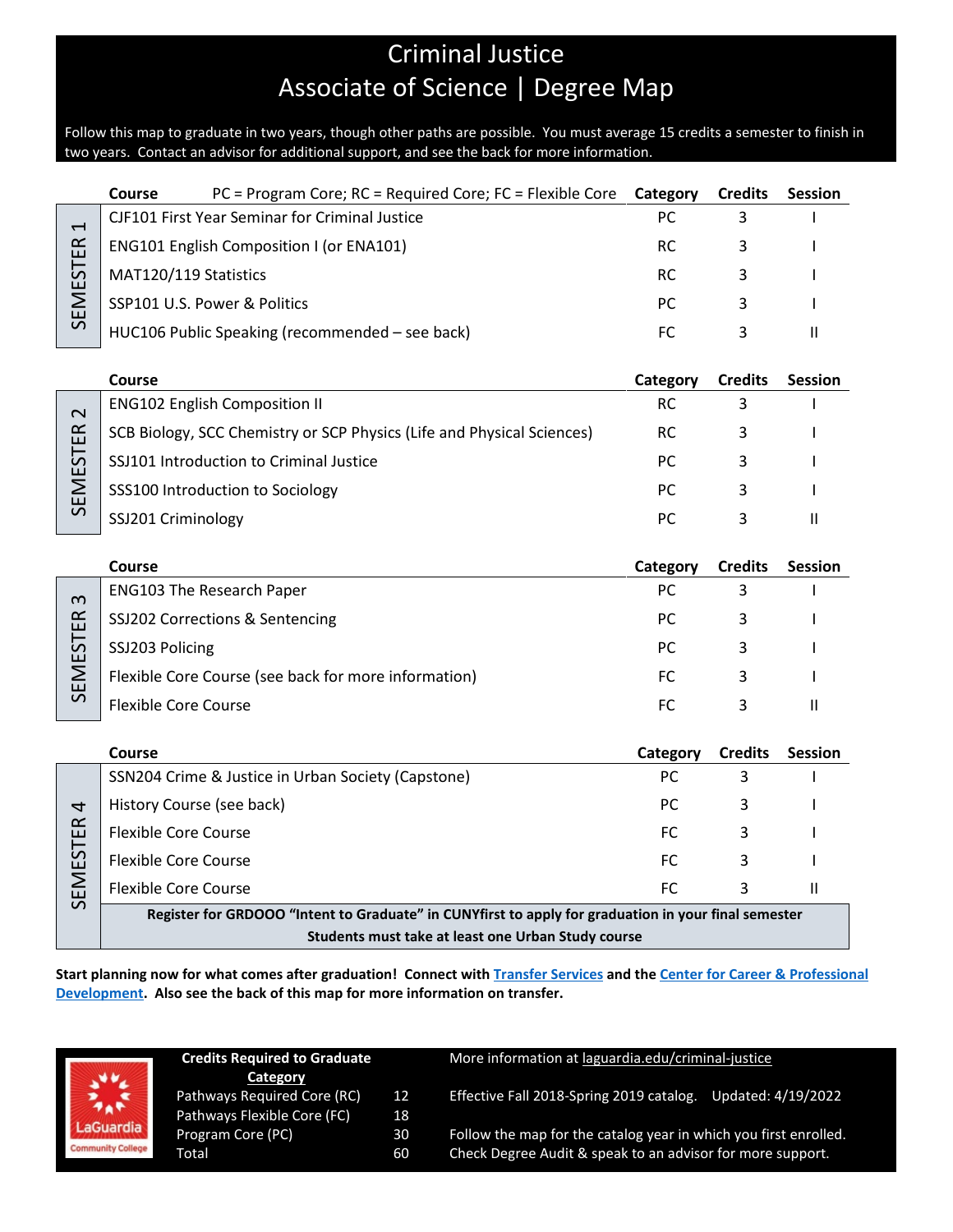# Criminal Justice
## Associate of Science | Degree Map

Follow this map to graduate in two years, though other paths are possible. You must average 15 credits a semester to finish in two years. Contact an advisor for additional support, and see the back for more information.

### SEMESTER 1

| Course — PC = Program Core; RC = Required Core; FC = Flexible Core | Category | Credits | Session |
|---|---|---|---|
| CJF101 First Year Seminar for Criminal Justice | PC | 3 | I |
| ENG101 English Composition I (or ENA101) | RC | 3 | I |
| MAT120/119 Statistics | RC | 3 | I |
| SSP101 U.S. Power & Politics | PC | 3 | I |
| HUC106 Public Speaking (recommended – see back) | FC | 3 | II |

### SEMESTER 2

| Course | Category | Credits | Session |
|---|---|---|---|
| ENG102 English Composition II | RC | 3 | I |
| SCB Biology, SCC Chemistry or SCP Physics (Life and Physical Sciences) | RC | 3 | I |
| SSJ101 Introduction to Criminal Justice | PC | 3 | I |
| SSS100 Introduction to Sociology | PC | 3 | I |
| SSJ201 Criminology | PC | 3 | II |

### SEMESTER 3

| Course | Category | Credits | Session |
|---|---|---|---|
| ENG103 The Research Paper | PC | 3 | I |
| SSJ202 Corrections & Sentencing | PC | 3 | I |
| SSJ203 Policing | PC | 3 | I |
| Flexible Core Course (see back for more information) | FC | 3 | I |
| Flexible Core Course | FC | 3 | II |

### SEMESTER 4

| Course | Category | Credits | Session |
|---|---|---|---|
| SSN204 Crime & Justice in Urban Society (Capstone) | PC | 3 | I |
| History Course (see back) | PC | 3 | I |
| Flexible Core Course | FC | 3 | I |
| Flexible Core Course | FC | 3 | I |
| Flexible Core Course | FC | 3 | II |

**Register for GRDOOO "Intent to Graduate" in CUNYfirst to apply for graduation in your final semester**
**Students must take at least one Urban Study course**

**Start planning now for what comes after graduation! Connect with Transfer Services and the Center for Career & Professional Development. Also see the back of this map for more information on transfer.**

**Credits Required to Graduate**

| Category | |
|---|---|
| Pathways Required Core (RC) | 12 |
| Pathways Flexible Core (FC) | 18 |
| Program Core (PC) | 30 |
| Total | 60 |

More information at laguardia.edu/criminal-justice

Effective Fall 2018-Spring 2019 catalog. Updated: 4/19/2022

Follow the map for the catalog year in which you first enrolled.
Check Degree Audit & speak to an advisor for more support.

LaGuardia Community College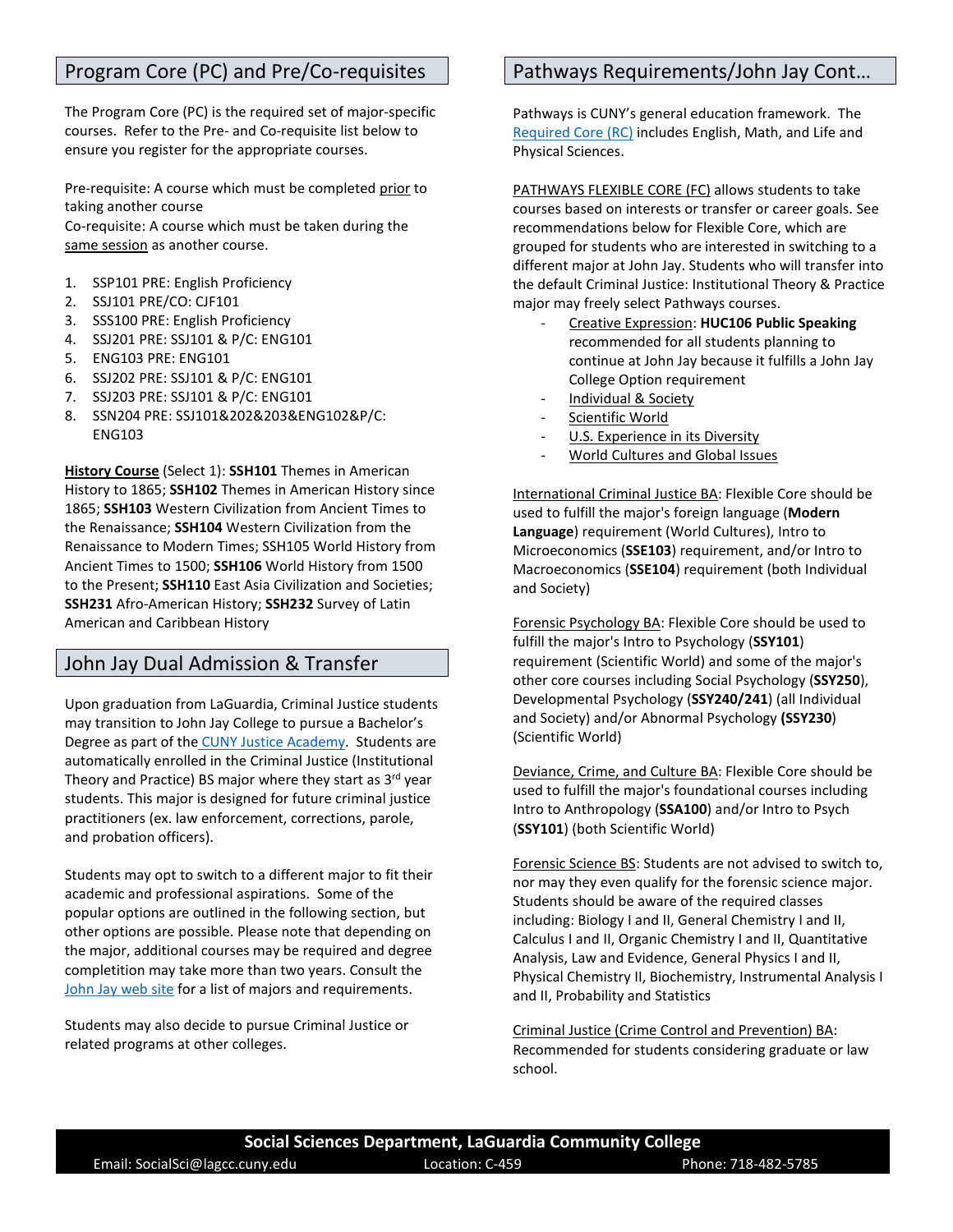## Program Core (PC) and Pre/Co-requisites

The Program Core (PC) is the required set of major-specific courses. Refer to the Pre- and Co-requisite list below to ensure you register for the appropriate courses.

Pre-requisite: A course which must be completed prior to taking another course
Co-requisite: A course which must be taken during the same session as another course.

1. SSP101 PRE: English Proficiency
2. SSJ101 PRE/CO: CJF101
3. SSS100 PRE: English Proficiency
4. SSJ201 PRE: SSJ101 & P/C: ENG101
5. ENG103 PRE: ENG101
6. SSJ202 PRE: SSJ101 & P/C: ENG101
7. SSJ203 PRE: SSJ101 & P/C: ENG101
8. SSN204 PRE: SSJ101&202&203&ENG102&P/C: ENG103

**History Course** (Select 1): **SSH101** Themes in American History to 1865; **SSH102** Themes in American History since 1865; **SSH103** Western Civilization from Ancient Times to the Renaissance; **SSH104** Western Civilization from the Renaissance to Modern Times; SSH105 World History from Ancient Times to 1500; **SSH106** World History from 1500 to the Present; **SSH110** East Asia Civilization and Societies; **SSH231** Afro-American History; **SSH232** Survey of Latin American and Caribbean History

## John Jay Dual Admission & Transfer

Upon graduation from LaGuardia, Criminal Justice students may transition to John Jay College to pursue a Bachelor's Degree as part of the CUNY Justice Academy. Students are automatically enrolled in the Criminal Justice (Institutional Theory and Practice) BS major where they start as 3rd year students. This major is designed for future criminal justice practitioners (ex. law enforcement, corrections, parole, and probation officers).

Students may opt to switch to a different major to fit their academic and professional aspirations. Some of the popular options are outlined in the following section, but other options are possible. Please note that depending on the major, additional courses may be required and degree completion may take more than two years. Consult the John Jay web site for a list of majors and requirements.

Students may also decide to pursue Criminal Justice or related programs at other colleges.

## Pathways Requirements/John Jay Cont…

Pathways is CUNY's general education framework. The Required Core (RC) includes English, Math, and Life and Physical Sciences.

PATHWAYS FLEXIBLE CORE (FC) allows students to take courses based on interests or transfer or career goals. See recommendations below for Flexible Core, which are grouped for students who are interested in switching to a different major at John Jay. Students who will transfer into the default Criminal Justice: Institutional Theory & Practice major may freely select Pathways courses.

- Creative Expression: **HUC106 Public Speaking** recommended for all students planning to continue at John Jay because it fulfills a John Jay College Option requirement
- Individual & Society
- Scientific World
- U.S. Experience in its Diversity
- World Cultures and Global Issues

International Criminal Justice BA: Flexible Core should be used to fulfill the major's foreign language (**Modern Language**) requirement (World Cultures), Intro to Microeconomics (**SSE103**) requirement, and/or Intro to Macroeconomics (**SSE104**) requirement (both Individual and Society)

Forensic Psychology BA: Flexible Core should be used to fulfill the major's Intro to Psychology (**SSY101**) requirement (Scientific World) and some of the major's other core courses including Social Psychology (**SSY250**), Developmental Psychology (**SSY240/241**) (all Individual and Society) and/or Abnormal Psychology **(SSY230)** (Scientific World)

Deviance, Crime, and Culture BA: Flexible Core should be used to fulfill the major's foundational courses including Intro to Anthropology (**SSA100**) and/or Intro to Psych (**SSY101**) (both Scientific World)

Forensic Science BS: Students are not advised to switch to, nor may they even qualify for the forensic science major. Students should be aware of the required classes including: Biology I and II, General Chemistry I and II, Calculus I and II, Organic Chemistry I and II, Quantitative Analysis, Law and Evidence, General Physics I and II, Physical Chemistry II, Biochemistry, Instrumental Analysis I and II, Probability and Statistics

Criminal Justice (Crime Control and Prevention) BA: Recommended for students considering graduate or law school.

**Social Sciences Department, LaGuardia Community College**
Email: SocialSci@lagcc.cuny.edu Location: C-459 Phone: 718-482-5785